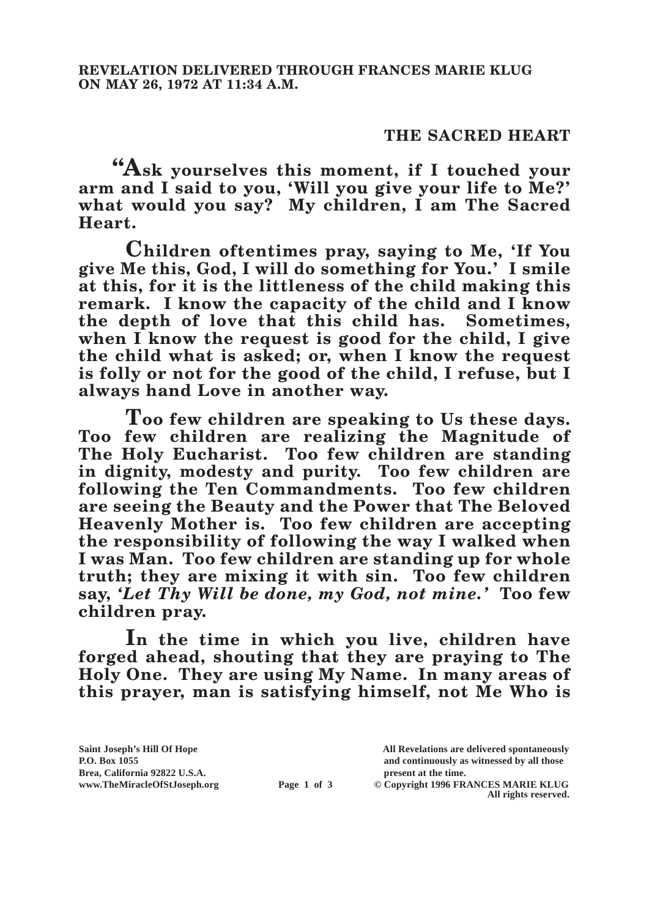**REVELATION DELIVERED THROUGH FRANCES MARIE KLUG ON MAY 26, 1972 AT 11:34 A.M.**

# THE SACRED HEART

**"Ask yourselves this moment, if I touched your arm and I said to you, 'Will you give your life to Me?' what would you say? My children, I am The Sacred Heart.**

**Children oftentimes pray, saying to Me, 'If You give Me this, God, I will do something for You.' I smile at this, for it is the littleness of the child making this remark. I know the capacity of the child and I know the depth of love that this child has. Sometimes, when I know the request is good for the child, I give the child what is asked; or, when I know the request is folly or not for the good of the child, I refuse, but I always hand Love in another way.**

**Too few children are speaking to Us these days. Too few children are realizing the Magnitude of The Holy Eucharist. Too few children are standing in dignity, modesty and purity. Too few children are following the Ten Commandments. Too few children are seeing the Beauty and the Power that The Beloved Heavenly Mother is. Too few children are accepting the responsibility of following the way I walked when I was Man. Too few children are standing up for whole truth; they are mixing it with sin. Too few children say, *'Let Thy Will be done, my God, not mine.'* Too few children pray.**

**In the time in which you live, children have forged ahead, shouting that they are praying to The Holy One. They are using My Name. In many areas of this prayer, man is satisfying himself, not Me Who is**

Saint Joseph's Hill Of Hope
P.O. Box 1055
Brea, California 92822 U.S.A.
www.TheMiracleOfStJoseph.org

All Revelations are delivered spontaneously and continuously as witnessed by all those present at the time.
© Copyright 1996 FRANCES MARIE KLUG
All rights reserved.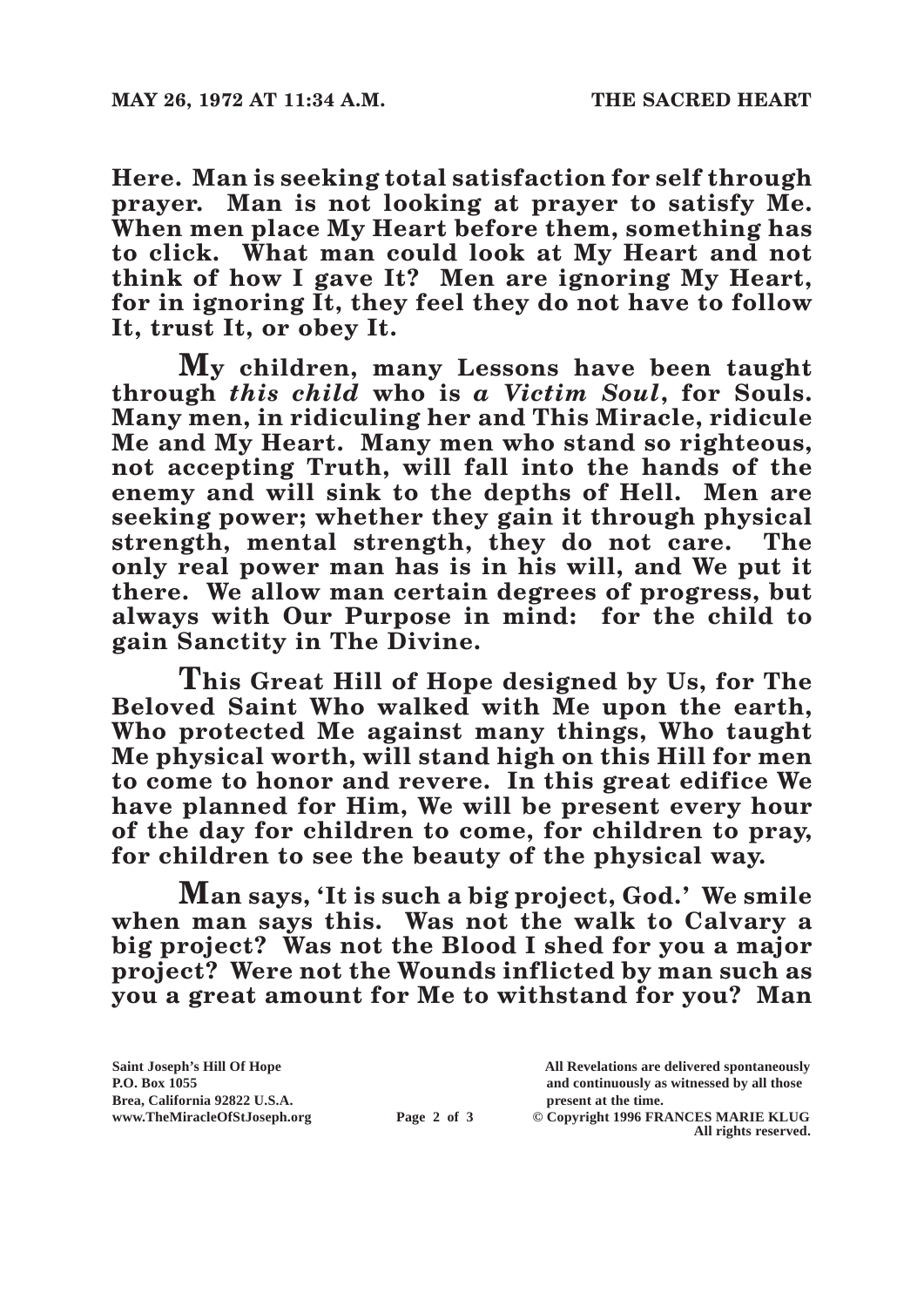**Here. Man is seeking total satisfaction for self through prayer. Man is not looking at prayer to satisfy Me. When men place My Heart before them, something has to click. What man could look at My Heart and not think of how I gave It? Men are ignoring My Heart, for in ignoring It, they feel they do not have to follow It, trust It, or obey It.**

**My children, many Lessons have been taught through *this child* who is *a Victim Soul*, for Souls. Many men, in ridiculing her and This Miracle, ridicule Me and My Heart. Many men who stand so righteous, not accepting Truth, will fall into the hands of the enemy and will sink to the depths of Hell. Men are seeking power; whether they gain it through physical strength, mental strength, they do not care. The only real power man has is in his will, and We put it there. We allow man certain degrees of progress, but always with Our Purpose in mind: for the child to gain Sanctity in The Divine.**

**This Great Hill of Hope designed by Us, for The Beloved Saint Who walked with Me upon the earth, Who protected Me against many things, Who taught Me physical worth, will stand high on this Hill for men to come to honor and revere. In this great edifice We have planned for Him, We will be present every hour of the day for children to come, for children to pray, for children to see the beauty of the physical way.**

**Man says, 'It is such a big project, God.' We smile when man says this. Was not the walk to Calvary a big project? Was not the Blood I shed for you a major project? Were not the Wounds inflicted by man such as you a great amount for Me to withstand for you? Man**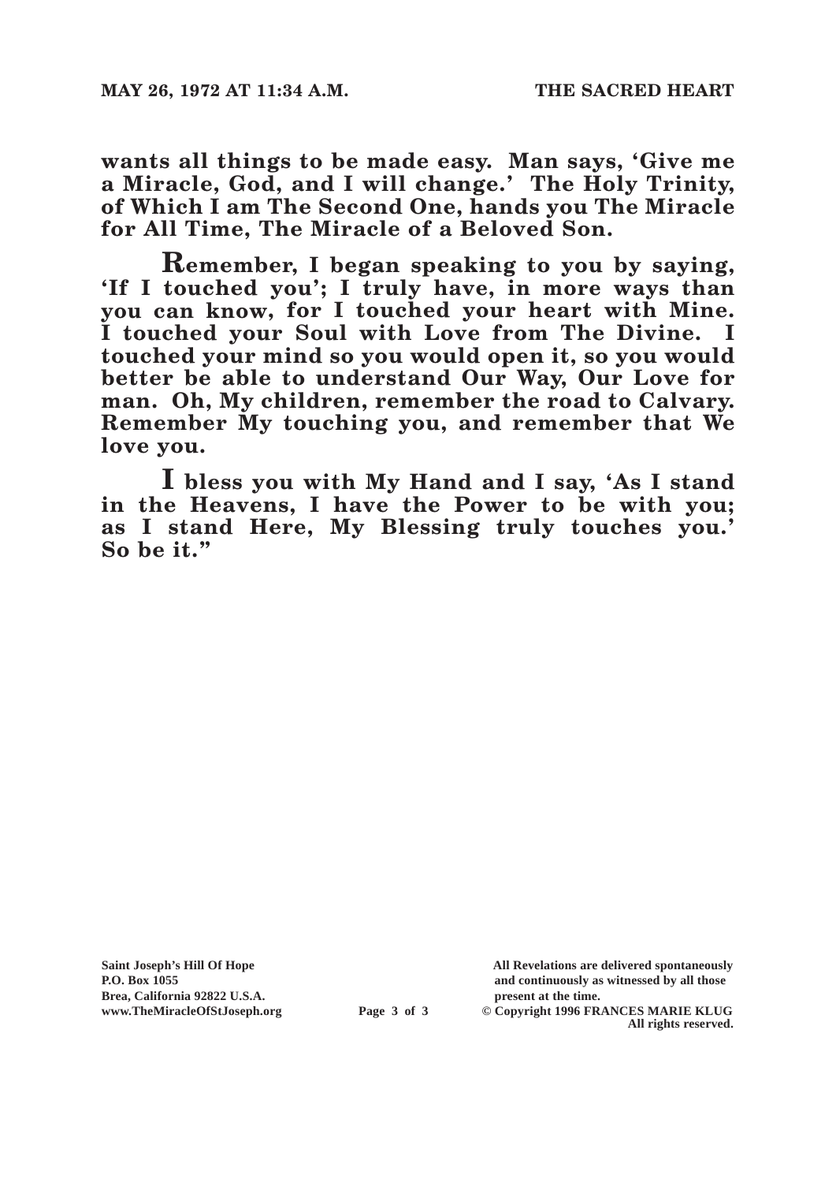**wants all things to be made easy. Man says, 'Give me a Miracle, God, and I will change.' The Holy Trinity, of Which I am The Second One, hands you The Miracle for All Time, The Miracle of a Beloved Son.**

**Remember, I began speaking to you by saying, 'If I touched you'; I truly have, in more ways than you can know, for I touched your heart with Mine. I touched your Soul with Love from The Divine. I touched your mind so you would open it, so you would better be able to understand Our Way, Our Love for man. Oh, My children, remember the road to Calvary. Remember My touching you, and remember that We love you.**

**I bless you with My Hand and I say, 'As I stand in the Heavens, I have the Power to be with you; as I stand Here, My Blessing truly touches you.' So be it."**